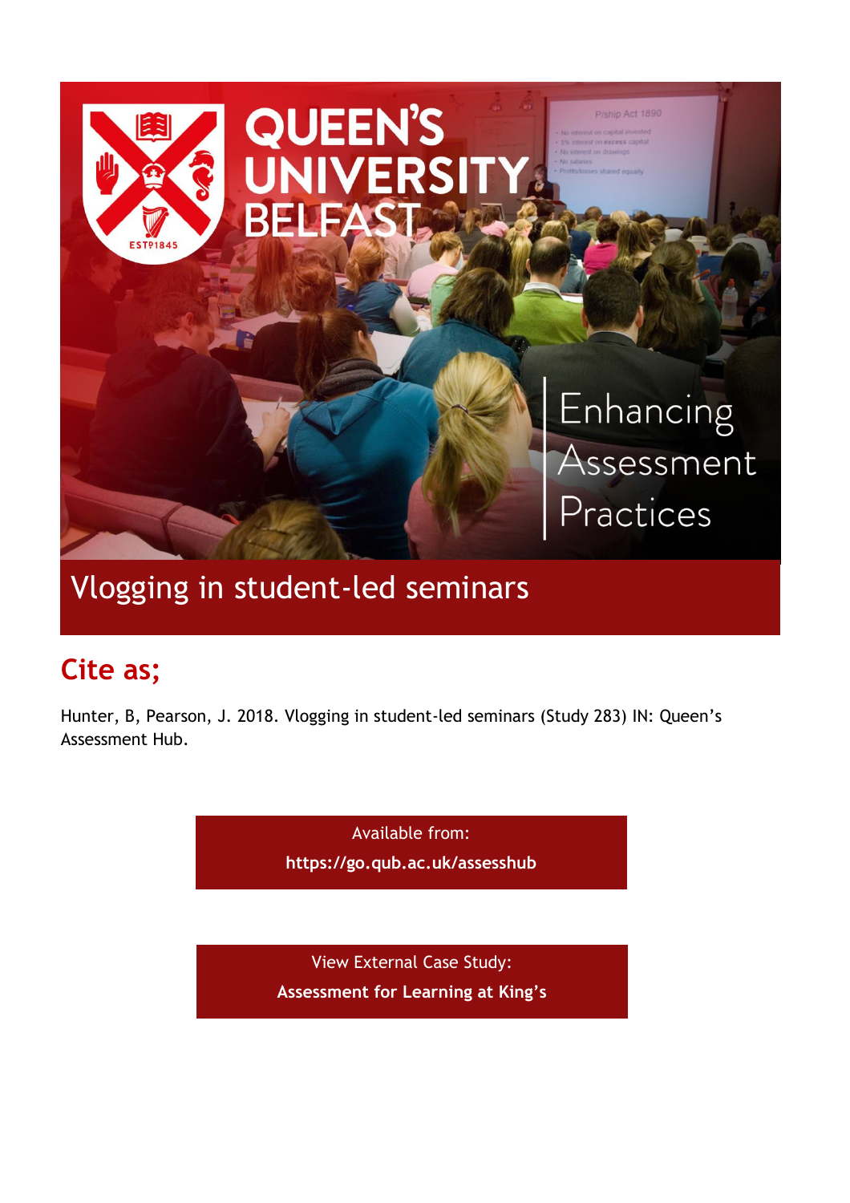# Vlogging in student-led seminars

## Cite as;

Hunter, B, Pearson, J. 2018. Vlogging in student-led seminars (Study 283) IN: Queen's Assessment Hub.

Available from:
**https://go.qub.ac.uk/assesshub**

View External Case Study:
**Assessment for Learning at King's**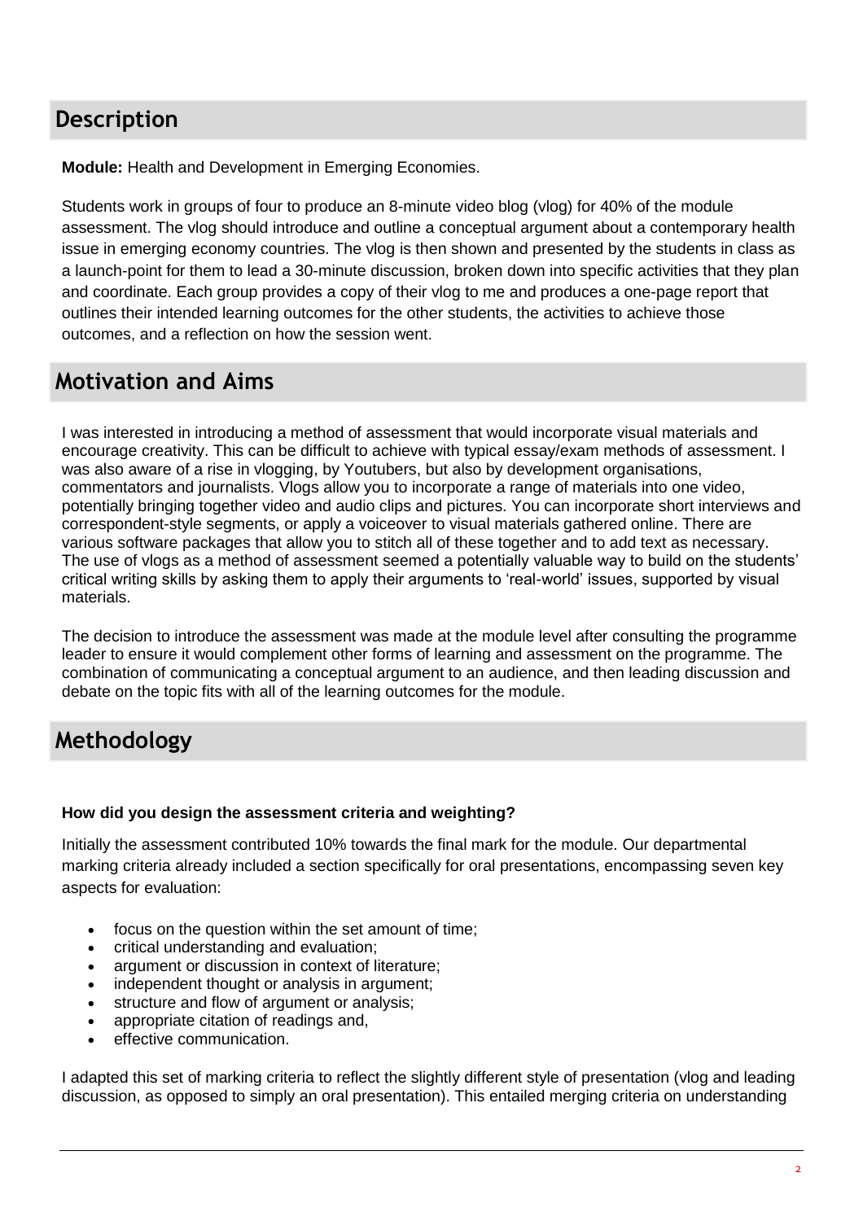## Description

**Module:** Health and Development in Emerging Economies.

Students work in groups of four to produce an 8-minute video blog (vlog) for 40% of the module assessment. The vlog should introduce and outline a conceptual argument about a contemporary health issue in emerging economy countries. The vlog is then shown and presented by the students in class as a launch-point for them to lead a 30-minute discussion, broken down into specific activities that they plan and coordinate. Each group provides a copy of their vlog to me and produces a one-page report that outlines their intended learning outcomes for the other students, the activities to achieve those outcomes, and a reflection on how the session went.

## Motivation and Aims

I was interested in introducing a method of assessment that would incorporate visual materials and encourage creativity. This can be difficult to achieve with typical essay/exam methods of assessment. I was also aware of a rise in vlogging, by Youtubers, but also by development organisations, commentators and journalists. Vlogs allow you to incorporate a range of materials into one video, potentially bringing together video and audio clips and pictures. You can incorporate short interviews and correspondent-style segments, or apply a voiceover to visual materials gathered online. There are various software packages that allow you to stitch all of these together and to add text as necessary. The use of vlogs as a method of assessment seemed a potentially valuable way to build on the students' critical writing skills by asking them to apply their arguments to 'real-world' issues, supported by visual materials.

The decision to introduce the assessment was made at the module level after consulting the programme leader to ensure it would complement other forms of learning and assessment on the programme. The combination of communicating a conceptual argument to an audience, and then leading discussion and debate on the topic fits with all of the learning outcomes for the module.

## Methodology

**How did you design the assessment criteria and weighting?**

Initially the assessment contributed 10% towards the final mark for the module. Our departmental marking criteria already included a section specifically for oral presentations, encompassing seven key aspects for evaluation:

- focus on the question within the set amount of time;
- critical understanding and evaluation;
- argument or discussion in context of literature;
- independent thought or analysis in argument;
- structure and flow of argument or analysis;
- appropriate citation of readings and,
- effective communication.

I adapted this set of marking criteria to reflect the slightly different style of presentation (vlog and leading discussion, as opposed to simply an oral presentation). This entailed merging criteria on understanding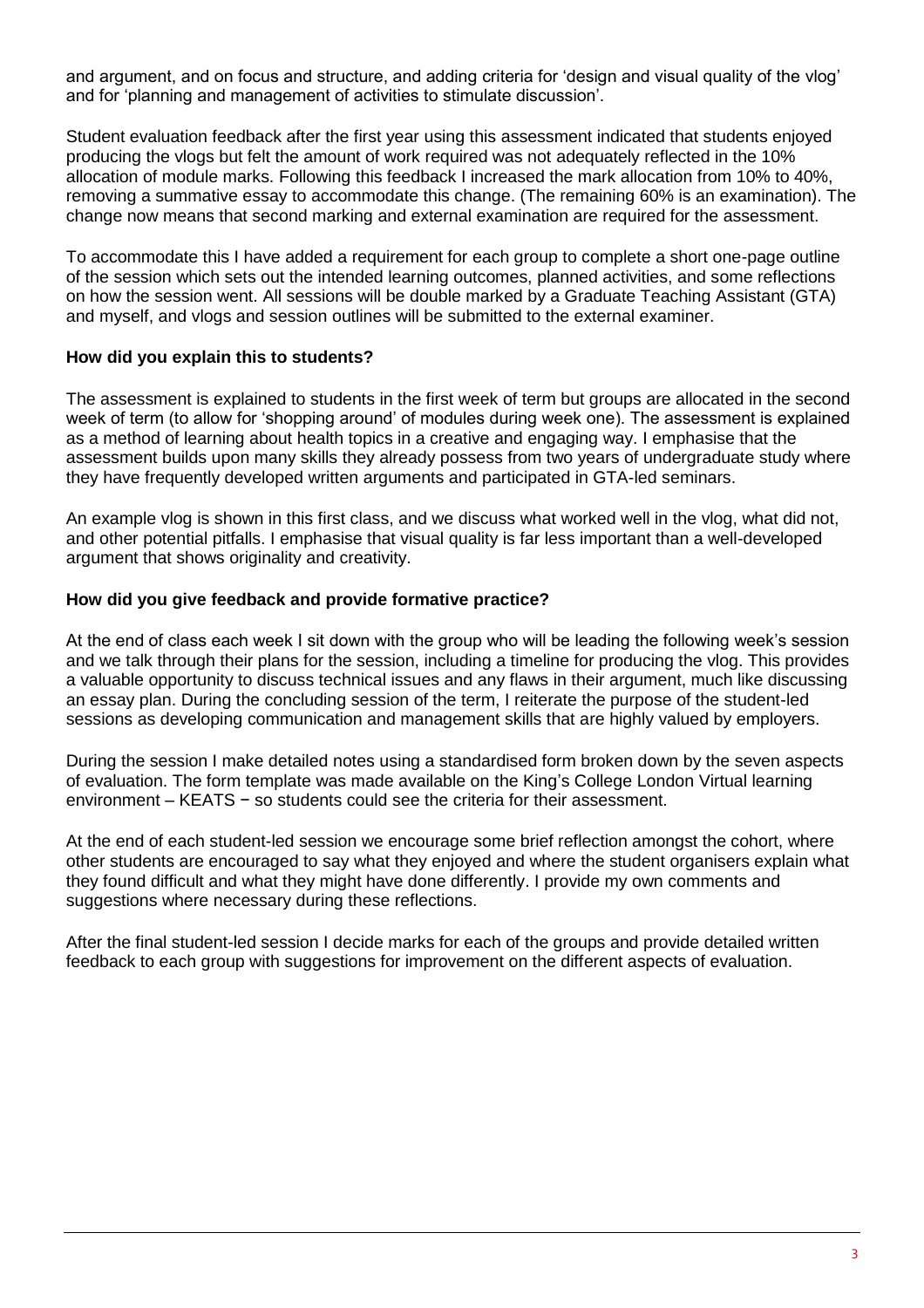and argument, and on focus and structure, and adding criteria for 'design and visual quality of the vlog' and for 'planning and management of activities to stimulate discussion'.

Student evaluation feedback after the first year using this assessment indicated that students enjoyed producing the vlogs but felt the amount of work required was not adequately reflected in the 10% allocation of module marks. Following this feedback I increased the mark allocation from 10% to 40%, removing a summative essay to accommodate this change. (The remaining 60% is an examination). The change now means that second marking and external examination are required for the assessment.

To accommodate this I have added a requirement for each group to complete a short one-page outline of the session which sets out the intended learning outcomes, planned activities, and some reflections on how the session went. All sessions will be double marked by a Graduate Teaching Assistant (GTA) and myself, and vlogs and session outlines will be submitted to the external examiner.

**How did you explain this to students?**

The assessment is explained to students in the first week of term but groups are allocated in the second week of term (to allow for 'shopping around' of modules during week one). The assessment is explained as a method of learning about health topics in a creative and engaging way. I emphasise that the assessment builds upon many skills they already possess from two years of undergraduate study where they have frequently developed written arguments and participated in GTA-led seminars.

An example vlog is shown in this first class, and we discuss what worked well in the vlog, what did not, and other potential pitfalls. I emphasise that visual quality is far less important than a well-developed argument that shows originality and creativity.

**How did you give feedback and provide formative practice?**

At the end of class each week I sit down with the group who will be leading the following week's session and we talk through their plans for the session, including a timeline for producing the vlog. This provides a valuable opportunity to discuss technical issues and any flaws in their argument, much like discussing an essay plan. During the concluding session of the term, I reiterate the purpose of the student-led sessions as developing communication and management skills that are highly valued by employers.

During the session I make detailed notes using a standardised form broken down by the seven aspects of evaluation. The form template was made available on the King's College London Virtual learning environment – KEATS − so students could see the criteria for their assessment.

At the end of each student-led session we encourage some brief reflection amongst the cohort, where other students are encouraged to say what they enjoyed and where the student organisers explain what they found difficult and what they might have done differently. I provide my own comments and suggestions where necessary during these reflections.

After the final student-led session I decide marks for each of the groups and provide detailed written feedback to each group with suggestions for improvement on the different aspects of evaluation.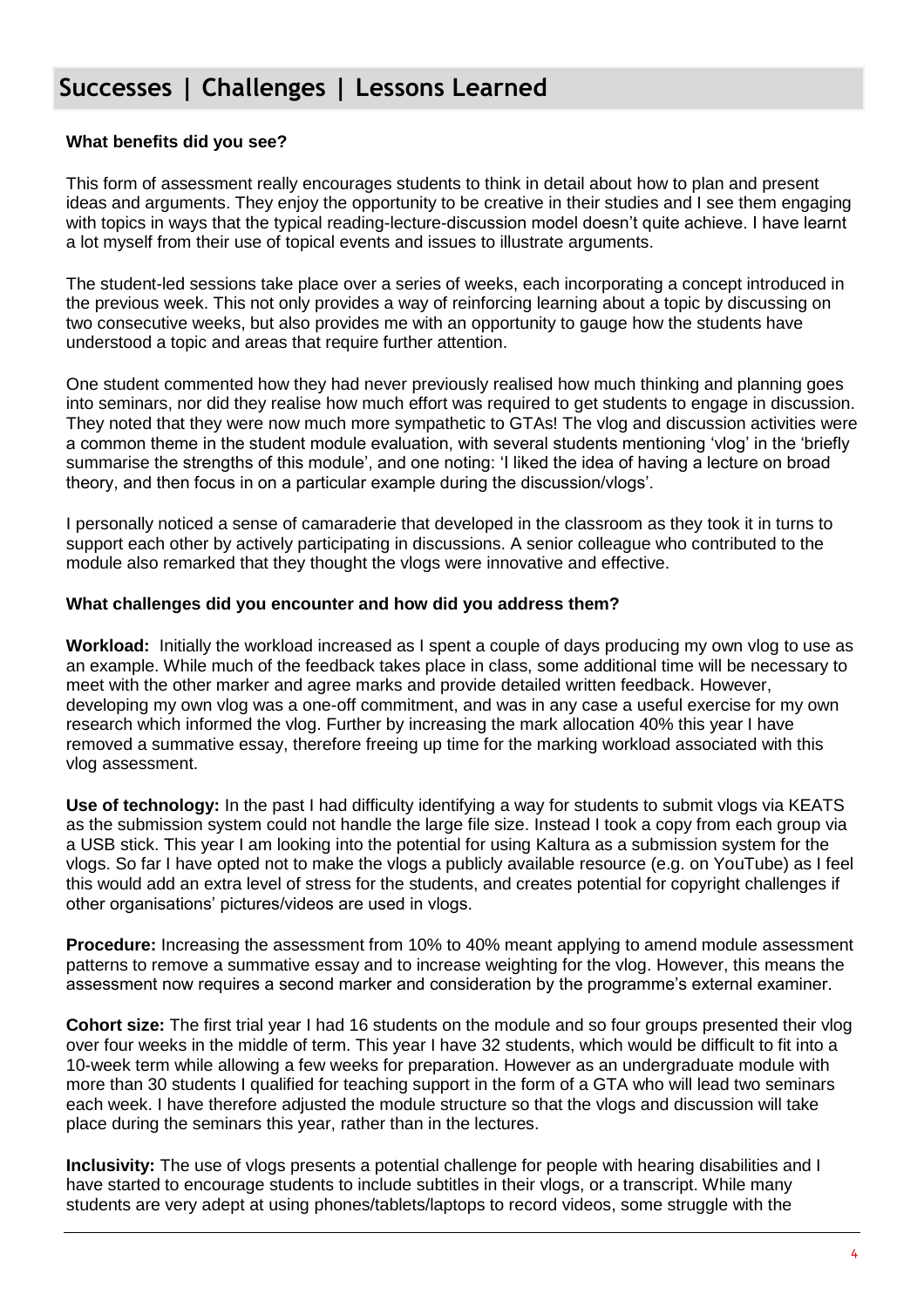## Successes | Challenges | Lessons Learned

**What benefits did you see?**

This form of assessment really encourages students to think in detail about how to plan and present ideas and arguments. They enjoy the opportunity to be creative in their studies and I see them engaging with topics in ways that the typical reading-lecture-discussion model doesn't quite achieve. I have learnt a lot myself from their use of topical events and issues to illustrate arguments.

The student-led sessions take place over a series of weeks, each incorporating a concept introduced in the previous week. This not only provides a way of reinforcing learning about a topic by discussing on two consecutive weeks, but also provides me with an opportunity to gauge how the students have understood a topic and areas that require further attention.

One student commented how they had never previously realised how much thinking and planning goes into seminars, nor did they realise how much effort was required to get students to engage in discussion. They noted that they were now much more sympathetic to GTAs! The vlog and discussion activities were a common theme in the student module evaluation, with several students mentioning 'vlog' in the 'briefly summarise the strengths of this module', and one noting: 'I liked the idea of having a lecture on broad theory, and then focus in on a particular example during the discussion/vlogs'.

I personally noticed a sense of camaraderie that developed in the classroom as they took it in turns to support each other by actively participating in discussions. A senior colleague who contributed to the module also remarked that they thought the vlogs were innovative and effective.

**What challenges did you encounter and how did you address them?**

**Workload:** Initially the workload increased as I spent a couple of days producing my own vlog to use as an example. While much of the feedback takes place in class, some additional time will be necessary to meet with the other marker and agree marks and provide detailed written feedback. However, developing my own vlog was a one-off commitment, and was in any case a useful exercise for my own research which informed the vlog. Further by increasing the mark allocation 40% this year I have removed a summative essay, therefore freeing up time for the marking workload associated with this vlog assessment.

**Use of technology:** In the past I had difficulty identifying a way for students to submit vlogs via KEATS as the submission system could not handle the large file size. Instead I took a copy from each group via a USB stick. This year I am looking into the potential for using Kaltura as a submission system for the vlogs. So far I have opted not to make the vlogs a publicly available resource (e.g. on YouTube) as I feel this would add an extra level of stress for the students, and creates potential for copyright challenges if other organisations' pictures/videos are used in vlogs.

**Procedure:** Increasing the assessment from 10% to 40% meant applying to amend module assessment patterns to remove a summative essay and to increase weighting for the vlog. However, this means the assessment now requires a second marker and consideration by the programme's external examiner.

**Cohort size:** The first trial year I had 16 students on the module and so four groups presented their vlog over four weeks in the middle of term. This year I have 32 students, which would be difficult to fit into a 10-week term while allowing a few weeks for preparation. However as an undergraduate module with more than 30 students I qualified for teaching support in the form of a GTA who will lead two seminars each week. I have therefore adjusted the module structure so that the vlogs and discussion will take place during the seminars this year, rather than in the lectures.

**Inclusivity:** The use of vlogs presents a potential challenge for people with hearing disabilities and I have started to encourage students to include subtitles in their vlogs, or a transcript. While many students are very adept at using phones/tablets/laptops to record videos, some struggle with the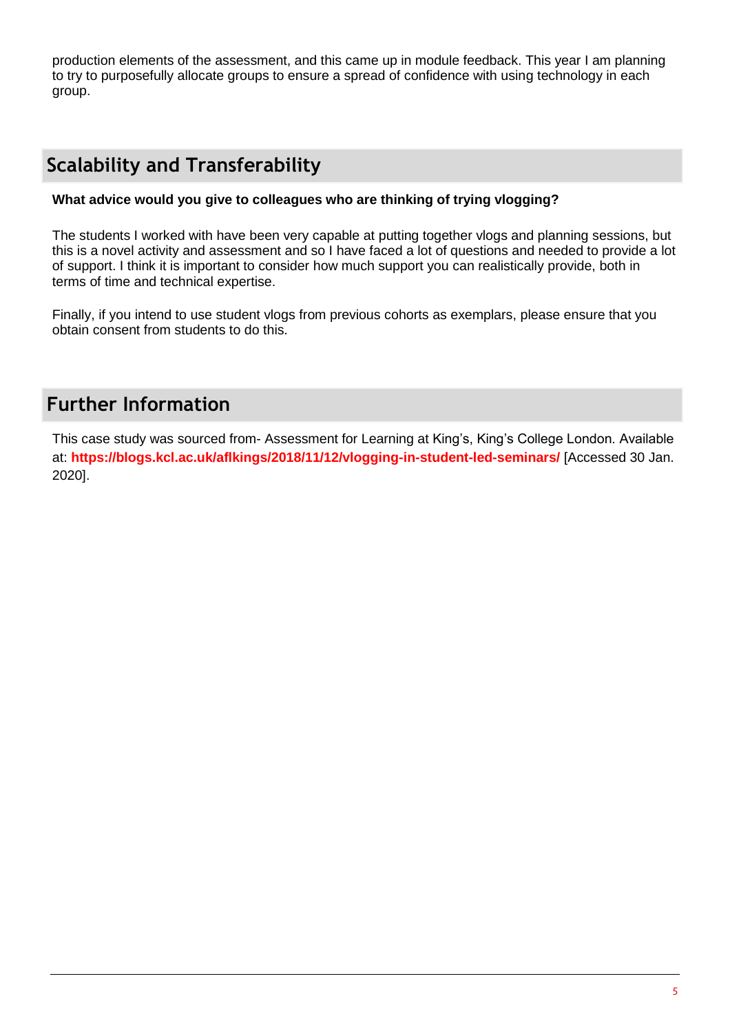production elements of the assessment, and this came up in module feedback. This year I am planning to try to purposefully allocate groups to ensure a spread of confidence with using technology in each group.

## Scalability and Transferability

**What advice would you give to colleagues who are thinking of trying vlogging?**

The students I worked with have been very capable at putting together vlogs and planning sessions, but this is a novel activity and assessment and so I have faced a lot of questions and needed to provide a lot of support. I think it is important to consider how much support you can realistically provide, both in terms of time and technical expertise.

Finally, if you intend to use student vlogs from previous cohorts as exemplars, please ensure that you obtain consent from students to do this.

## Further Information

This case study was sourced from- Assessment for Learning at King's, King's College London. Available at: **https://blogs.kcl.ac.uk/aflkings/2018/11/12/vlogging-in-student-led-seminars/** [Accessed 30 Jan. 2020].